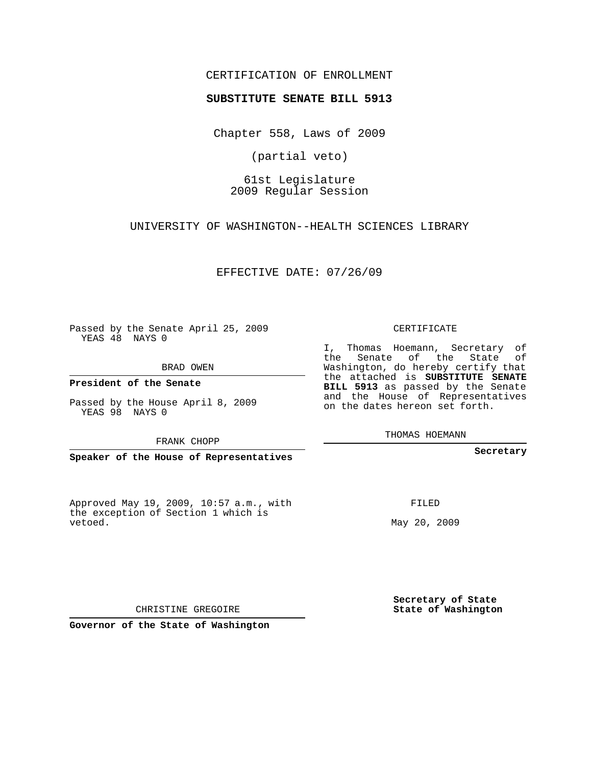CERTIFICATION OF ENROLLMENT

**SUBSTITUTE SENATE BILL 5913**

Chapter 558, Laws of 2009

(partial veto)

61st Legislature
2009 Regular Session

UNIVERSITY OF WASHINGTON--HEALTH SCIENCES LIBRARY

EFFECTIVE DATE: 07/26/09

Passed by the Senate April 25, 2009
YEAS 48 NAYS 0

BRAD OWEN

**President of the Senate**

Passed by the House April 8, 2009
YEAS 98 NAYS 0

FRANK CHOPP

**Speaker of the House of Representatives**

CERTIFICATE

I, Thomas Hoemann, Secretary of the Senate of the State of Washington, do hereby certify that the attached is **SUBSTITUTE SENATE BILL 5913** as passed by the Senate and the House of Representatives on the dates hereon set forth.

THOMAS HOEMANN

**Secretary**

Approved May 19, 2009, 10:57 a.m., with the exception of Section 1 which is vetoed.

FILED

May 20, 2009

CHRISTINE GREGOIRE

**Governor of the State of Washington**

**Secretary of State**
**State of Washington**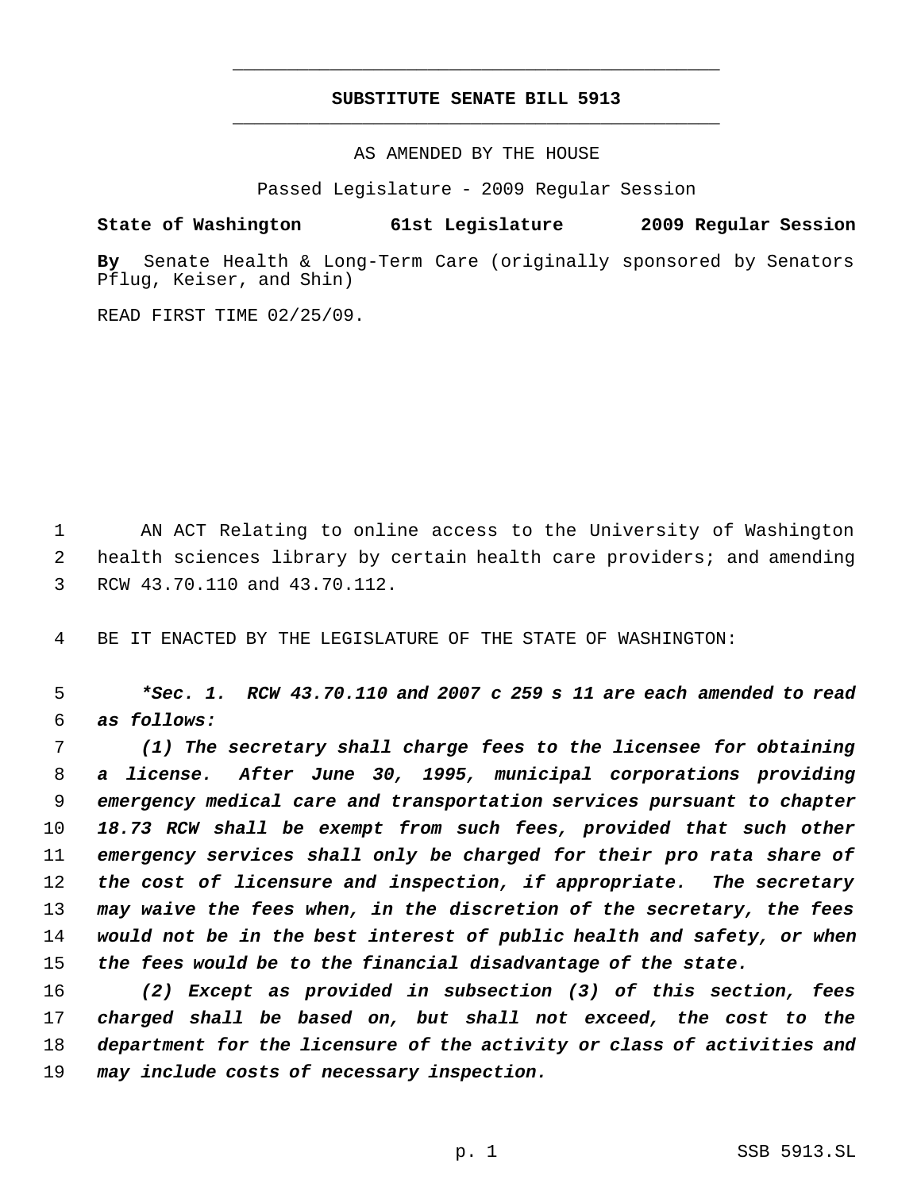# SUBSTITUTE SENATE BILL 5913

AS AMENDED BY THE HOUSE

Passed Legislature - 2009 Regular Session

**State of Washington 61st Legislature 2009 Regular Session**

**By** Senate Health & Long-Term Care (originally sponsored by Senators Pflug, Keiser, and Shin)

READ FIRST TIME 02/25/09.

AN ACT Relating to online access to the University of Washington health sciences library by certain health care providers; and amending RCW 43.70.110 and 43.70.112.

BE IT ENACTED BY THE LEGISLATURE OF THE STATE OF WASHINGTON:

***\*Sec. 1. RCW 43.70.110 and 2007 c 259 s 11 are each amended to read as follows:***

***(1) The secretary shall charge fees to the licensee for obtaining a license. After June 30, 1995, municipal corporations providing emergency medical care and transportation services pursuant to chapter 18.73 RCW shall be exempt from such fees, provided that such other emergency services shall only be charged for their pro rata share of the cost of licensure and inspection, if appropriate. The secretary may waive the fees when, in the discretion of the secretary, the fees would not be in the best interest of public health and safety, or when the fees would be to the financial disadvantage of the state.***

***(2) Except as provided in subsection (3) of this section, fees charged shall be based on, but shall not exceed, the cost to the department for the licensure of the activity or class of activities and may include costs of necessary inspection.***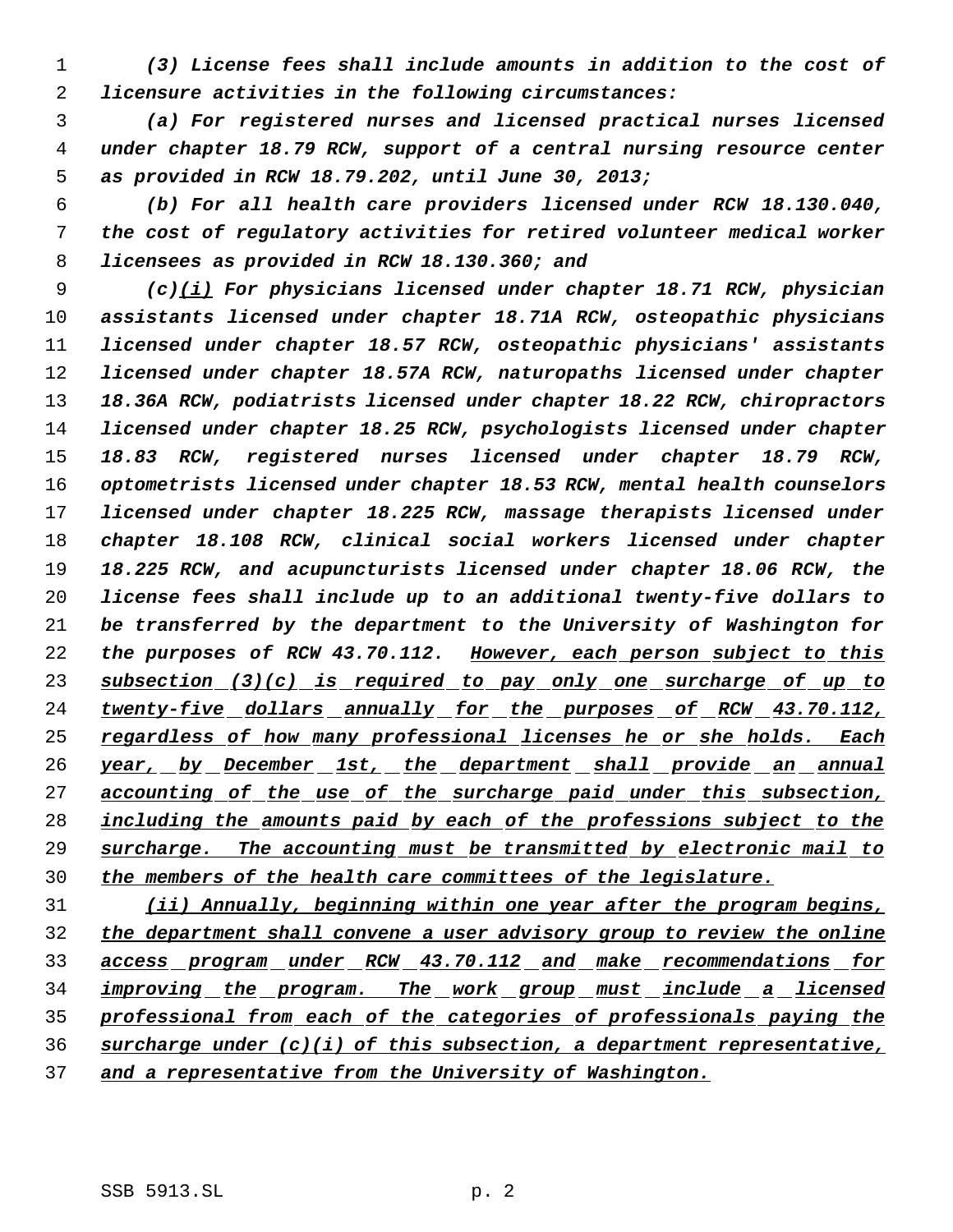*(3) License fees shall include amounts in addition to the cost of licensure activities in the following circumstances:*

*(a) For registered nurses and licensed practical nurses licensed under chapter 18.79 RCW, support of a central nursing resource center as provided in RCW 18.79.202, until June 30, 2013;*

*(b) For all health care providers licensed under RCW 18.130.040, the cost of regulatory activities for retired volunteer medical worker licensees as provided in RCW 18.130.360; and*

*(c)<u>(i)</u> For physicians licensed under chapter 18.71 RCW, physician assistants licensed under chapter 18.71A RCW, osteopathic physicians licensed under chapter 18.57 RCW, osteopathic physicians' assistants licensed under chapter 18.57A RCW, naturopaths licensed under chapter 18.36A RCW, podiatrists licensed under chapter 18.22 RCW, chiropractors licensed under chapter 18.25 RCW, psychologists licensed under chapter 18.83 RCW, registered nurses licensed under chapter 18.79 RCW, optometrists licensed under chapter 18.53 RCW, mental health counselors licensed under chapter 18.225 RCW, massage therapists licensed under chapter 18.108 RCW, clinical social workers licensed under chapter 18.225 RCW, and acupuncturists licensed under chapter 18.06 RCW, the license fees shall include up to an additional twenty-five dollars to be transferred by the department to the University of Washington for the purposes of RCW 43.70.112. <u>However, each person subject to this subsection (3)(c) is required to pay only one surcharge of up to twenty-five dollars annually for the purposes of RCW 43.70.112, regardless of how many professional licenses he or she holds. Each year, by December 1st, the department shall provide an annual accounting of the use of the surcharge paid under this subsection, including the amounts paid by each of the professions subject to the surcharge. The accounting must be transmitted by electronic mail to the members of the health care committees of the legislature.</u>*

*<u>(ii) Annually, beginning within one year after the program begins, the department shall convene a user advisory group to review the online access program under RCW 43.70.112 and make recommendations for improving the program. The work group must include a licensed professional from each of the categories of professionals paying the surcharge under (c)(i) of this subsection, a department representative, and a representative from the University of Washington.</u>*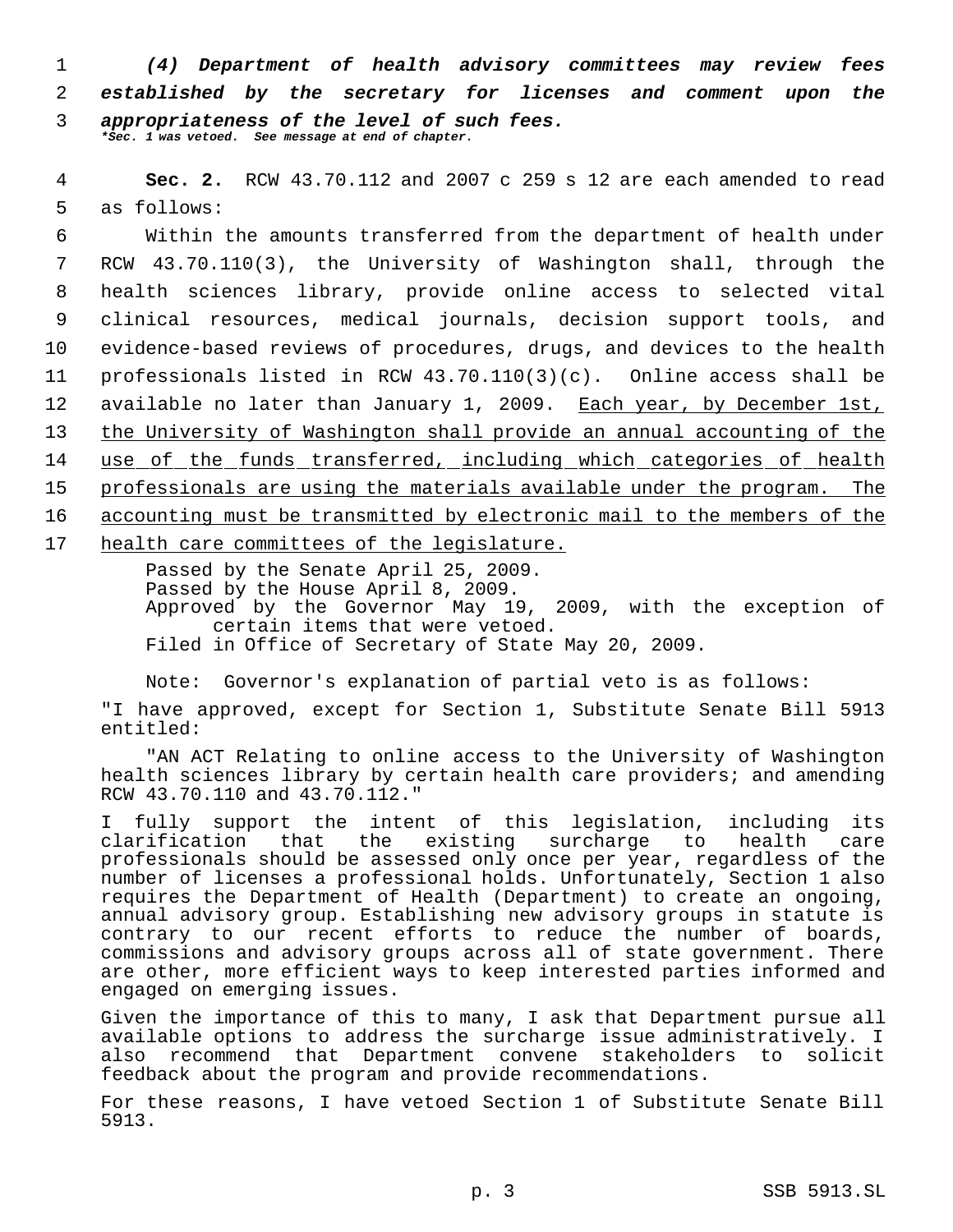***(4) Department of health advisory committees may review fees established by the secretary for licenses and comment upon the appropriateness of the level of such fees.***

***\*Sec. 1 was vetoed. See message at end of chapter.***

**Sec. 2.** RCW 43.70.112 and 2007 c 259 s 12 are each amended to read as follows:

Within the amounts transferred from the department of health under RCW 43.70.110(3), the University of Washington shall, through the health sciences library, provide online access to selected vital clinical resources, medical journals, decision support tools, and evidence-based reviews of procedures, drugs, and devices to the health professionals listed in RCW 43.70.110(3)(c). Online access shall be available no later than January 1, 2009. <u>Each year, by December 1st, the University of Washington shall provide an annual accounting of the use of the funds transferred, including which categories of health professionals are using the materials available under the program. The accounting must be transmitted by electronic mail to the members of the health care committees of the legislature.</u>

Passed by the Senate April 25, 2009.
Passed by the House April 8, 2009.
Approved by the Governor May 19, 2009, with the exception of certain items that were vetoed.
Filed in Office of Secretary of State May 20, 2009.

Note: Governor's explanation of partial veto is as follows:

"I have approved, except for Section 1, Substitute Senate Bill 5913 entitled:

"AN ACT Relating to online access to the University of Washington health sciences library by certain health care providers; and amending RCW 43.70.110 and 43.70.112."

I fully support the intent of this legislation, including its clarification that the existing surcharge to health care professionals should be assessed only once per year, regardless of the number of licenses a professional holds. Unfortunately, Section 1 also requires the Department of Health (Department) to create an ongoing, annual advisory group. Establishing new advisory groups in statute is contrary to our recent efforts to reduce the number of boards, commissions and advisory groups across all of state government. There are other, more efficient ways to keep interested parties informed and engaged on emerging issues.

Given the importance of this to many, I ask that Department pursue all available options to address the surcharge issue administratively. I also recommend that Department convene stakeholders to solicit feedback about the program and provide recommendations.

For these reasons, I have vetoed Section 1 of Substitute Senate Bill 5913.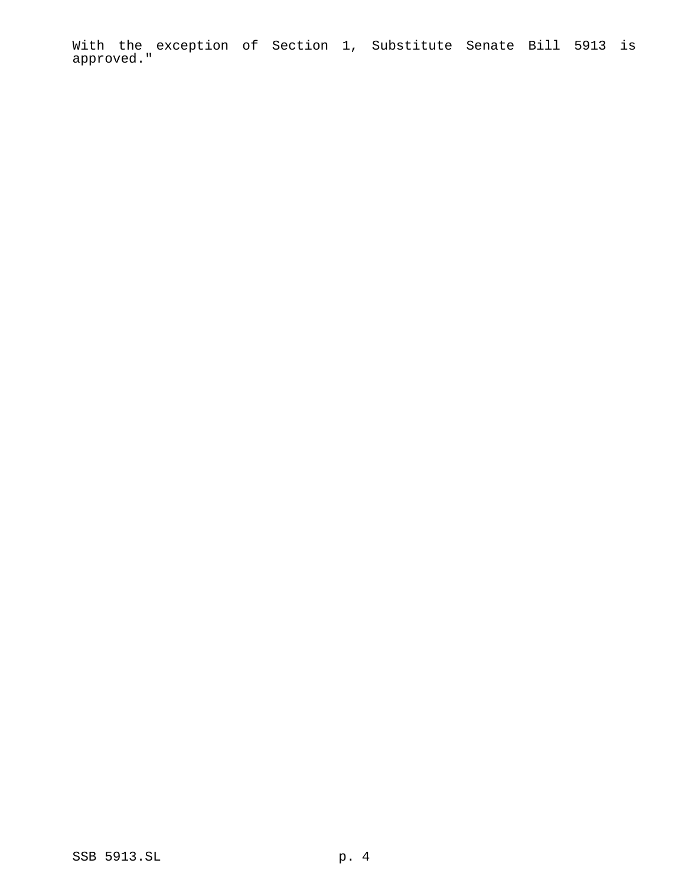With the exception of Section 1, Substitute Senate Bill 5913 is approved."